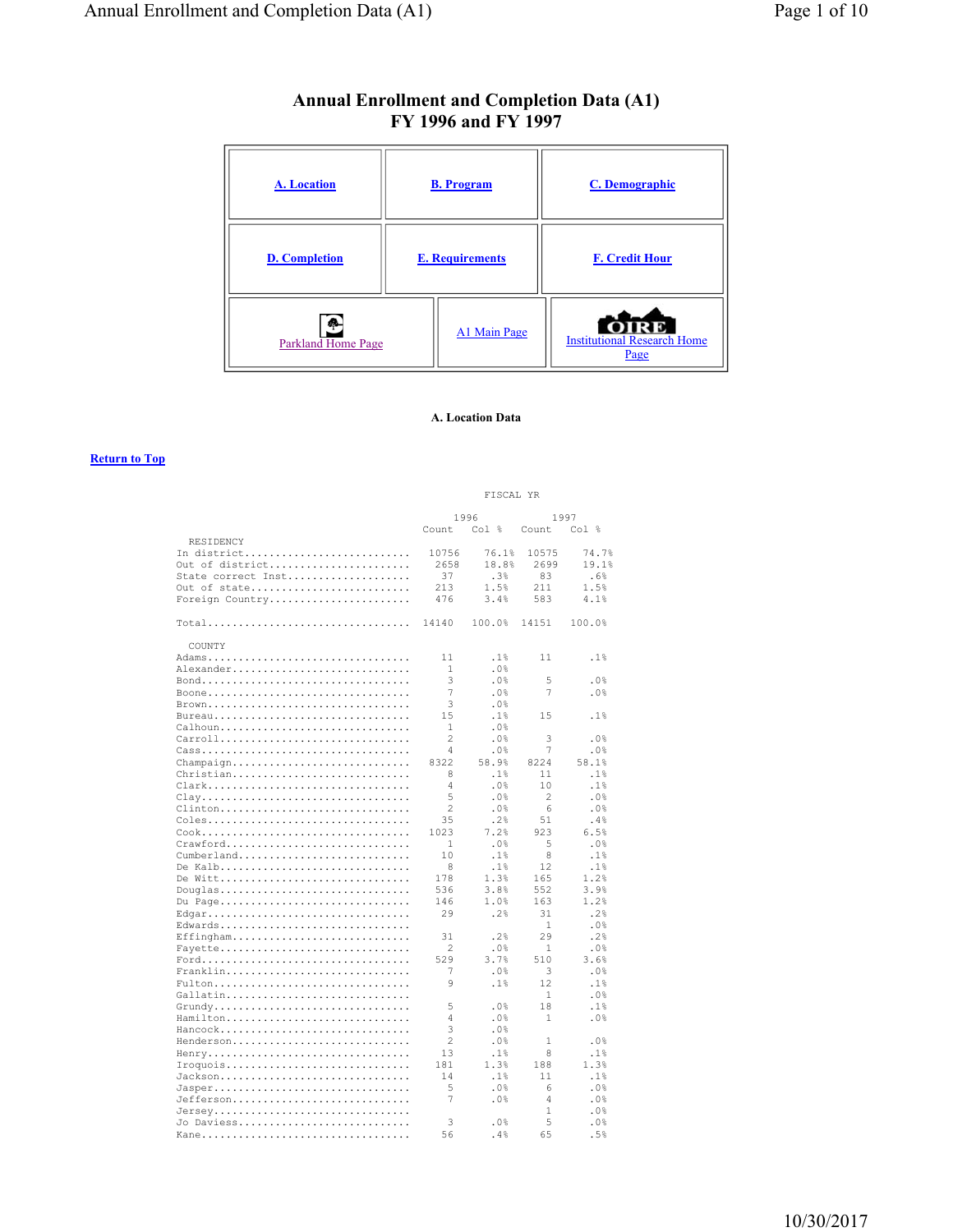# Annual Enrollment and Completion Data (A1)
## FY 1996 and FY 1997

| | | |
|---|---|---|
| A. Location | B. Program | C. Demographic |
| D. Completion | E. Requirements | F. Credit Hour |
| Parkland Home Page | A1 Main Page | Institutional Research Home Page |

### A. Location Data

Return to Top

FISCAL YR

| | 1996 Count | 1996 Col % | 1997 Count | 1997 Col % |
|---|---|---|---|---|
| **RESIDENCY** | | | | |
| In district | 10756 | 76.1% | 10575 | 74.7% |
| Out of district | 2658 | 18.8% | 2699 | 19.1% |
| State correct Inst | 37 | .3% | 83 | .6% |
| Out of state | 213 | 1.5% | 211 | 1.5% |
| Foreign Country | 476 | 3.4% | 583 | 4.1% |
| Total | 14140 | 100.0% | 14151 | 100.0% |
| **COUNTY** | | | | |
| Adams | 11 | .1% | 11 | .1% |
| Alexander | 1 | .0% | | |
| Bond | 3 | .0% | 5 | .0% |
| Boone | 7 | .0% | 7 | .0% |
| Brown | 3 | .0% | | |
| Bureau | 15 | .1% | 15 | .1% |
| Calhoun | 1 | .0% | | |
| Carroll | 2 | .0% | 3 | .0% |
| Cass | 4 | .0% | 7 | .0% |
| Champaign | 8322 | 58.9% | 8224 | 58.1% |
| Christian | 8 | .1% | 11 | .1% |
| Clark | 4 | .0% | 10 | .1% |
| Clay | 5 | .0% | 2 | .0% |
| Clinton | 2 | .0% | 6 | .0% |
| Coles | 35 | .2% | 51 | .4% |
| Cook | 1023 | 7.2% | 923 | 6.5% |
| Crawford | 1 | .0% | 5 | .0% |
| Cumberland | 10 | .1% | 8 | .1% |
| De Kalb | 8 | .1% | 12 | .1% |
| De Witt | 178 | 1.3% | 165 | 1.2% |
| Douglas | 536 | 3.8% | 552 | 3.9% |
| Du Page | 146 | 1.0% | 163 | 1.2% |
| Edgar | 29 | .2% | 31 | .2% |
| Edwards | | | 1 | .0% |
| Effingham | 31 | .2% | 29 | .2% |
| Fayette | 2 | .0% | 1 | .0% |
| Ford | 529 | 3.7% | 510 | 3.6% |
| Franklin | 7 | .0% | 3 | .0% |
| Fulton | 9 | .1% | 12 | .1% |
| Gallatin | | | 1 | .0% |
| Grundy | 5 | .0% | 18 | .1% |
| Hamilton | 4 | .0% | 1 | .0% |
| Hancock | 3 | .0% | | |
| Henderson | 2 | .0% | 1 | .0% |
| Henry | 13 | .1% | 8 | .1% |
| Iroquois | 181 | 1.3% | 188 | 1.3% |
| Jackson | 14 | .1% | 11 | .1% |
| Jasper | 5 | .0% | 6 | .0% |
| Jefferson | 7 | .0% | 4 | .0% |
| Jersey | | | 1 | .0% |
| Jo Daviess | 3 | .0% | 5 | .0% |
| Kane | 56 | .4% | 65 | .5% |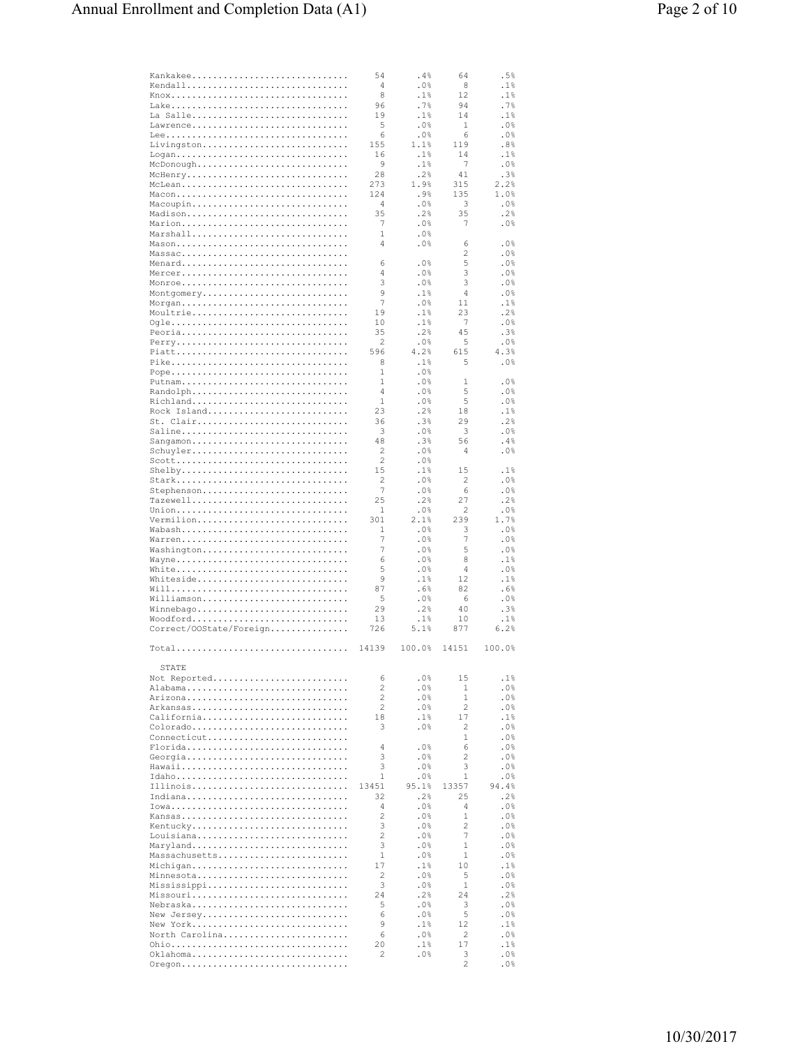| | | | | |
|---|---|---|---|---|
| Kankakee | 54 | .4% | 64 | .5% |
| Kendall | 4 | .0% | 8 | .1% |
| Knox | 8 | .1% | 12 | .1% |
| Lake | 96 | .7% | 94 | .7% |
| La Salle | 19 | .1% | 14 | .1% |
| Lawrence | 5 | .0% | 1 | .0% |
| Lee | 6 | .0% | 6 | .0% |
| Livingston | 155 | 1.1% | 119 | .8% |
| Logan | 16 | .1% | 14 | .1% |
| McDonough | 9 | .1% | 7 | .0% |
| McHenry | 28 | .2% | 41 | .3% |
| McLean | 273 | 1.9% | 315 | 2.2% |
| Macon | 124 | .9% | 135 | 1.0% |
| Macoupin | 4 | .0% | 3 | .0% |
| Madison | 35 | .2% | 35 | .2% |
| Marion | 7 | .0% | 7 | .0% |
| Marshall | 1 | .0% | | |
| Mason | 4 | .0% | 6 | .0% |
| Massac | | | 2 | .0% |
| Menard | 6 | .0% | 5 | .0% |
| Mercer | 4 | .0% | 3 | .0% |
| Monroe | 3 | .0% | 3 | .0% |
| Montgomery | 9 | .1% | 4 | .0% |
| Morgan | 7 | .0% | 11 | .1% |
| Moultrie | 19 | .1% | 23 | .2% |
| Ogle | 10 | .1% | 7 | .0% |
| Peoria | 35 | .2% | 45 | .3% |
| Perry | 2 | .0% | 5 | .0% |
| Piatt | 596 | 4.2% | 615 | 4.3% |
| Pike | 8 | .1% | 5 | .0% |
| Pope | 1 | .0% | | |
| Putnam | 1 | .0% | 1 | .0% |
| Randolph | 4 | .0% | 5 | .0% |
| Richland | 1 | .0% | 5 | .0% |
| Rock Island | 23 | .2% | 18 | .1% |
| St. Clair | 36 | .3% | 29 | .2% |
| Saline | 3 | .0% | 3 | .0% |
| Sangamon | 48 | .3% | 56 | .4% |
| Schuyler | 2 | .0% | 4 | .0% |
| Scott | 2 | .0% | | |
| Shelby | 15 | .1% | 15 | .1% |
| Stark | 2 | .0% | 2 | .0% |
| Stephenson | 7 | .0% | 6 | .0% |
| Tazewell | 25 | .2% | 27 | .2% |
| Union | 1 | .0% | 2 | .0% |
| Vermilion | 301 | 2.1% | 239 | 1.7% |
| Wabash | 1 | .0% | 3 | .0% |
| Warren | 7 | .0% | 7 | .0% |
| Washington | 7 | .0% | 5 | .0% |
| Wayne | 6 | .0% | 8 | .1% |
| White | 5 | .0% | 4 | .0% |
| Whiteside | 9 | .1% | 12 | .1% |
| Will | 87 | .6% | 82 | .6% |
| Williamson | 5 | .0% | 6 | .0% |
| Winnebago | 29 | .2% | 40 | .3% |
| Woodford | 13 | .1% | 10 | .1% |
| Correct/OOState/Foreign | 726 | 5.1% | 877 | 6.2% |
| Total | 14139 | 100.0% | 14151 | 100.0% |

STATE

| | | | | |
|---|---|---|---|---|
| Not Reported | 6 | .0% | 15 | .1% |
| Alabama | 2 | .0% | 1 | .0% |
| Arizona | 2 | .0% | 1 | .0% |
| Arkansas | 2 | .0% | 2 | .0% |
| California | 18 | .1% | 17 | .1% |
| Colorado | 3 | .0% | 2 | .0% |
| Connecticut | | | 1 | .0% |
| Florida | 4 | .0% | 6 | .0% |
| Georgia | 3 | .0% | 2 | .0% |
| Hawaii | 3 | .0% | 3 | .0% |
| Idaho | 1 | .0% | 1 | .0% |
| Illinois | 13451 | 95.1% | 13357 | 94.4% |
| Indiana | 32 | .2% | 25 | .2% |
| Iowa | 4 | .0% | 4 | .0% |
| Kansas | 2 | .0% | 1 | .0% |
| Kentucky | 3 | .0% | 2 | .0% |
| Louisiana | 2 | .0% | 7 | .0% |
| Maryland | 3 | .0% | 1 | .0% |
| Massachusetts | 1 | .0% | 1 | .0% |
| Michigan | 17 | .1% | 10 | .1% |
| Minnesota | 2 | .0% | 5 | .0% |
| Mississippi | 3 | .0% | 1 | .0% |
| Missouri | 24 | .2% | 24 | .2% |
| Nebraska | 5 | .0% | 3 | .0% |
| New Jersey | 6 | .0% | 5 | .0% |
| New York | 9 | .1% | 12 | .1% |
| North Carolina | 6 | .0% | 2 | .0% |
| Ohio | 20 | .1% | 17 | .1% |
| Oklahoma | 2 | .0% | 3 | .0% |
| Oregon | | | 2 | .0% |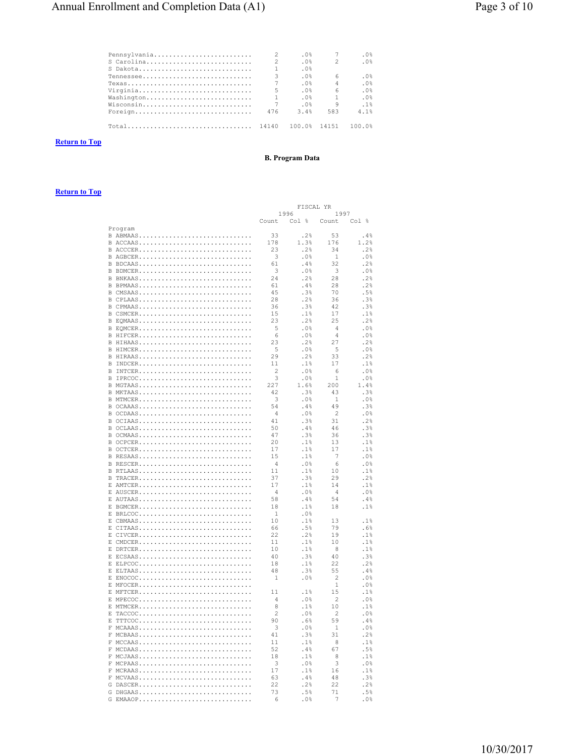| | Count | Col % | Count | Col % |
|---|---|---|---|---|
| Pennsylvania | 2 | .0% | 7 | .0% |
| S Carolina | 2 | .0% | 2 | .0% |
| S Dakota | 1 | .0% | | |
| Tennessee | 3 | .0% | 6 | .0% |
| Texas | 7 | .0% | 4 | .0% |
| Virginia | 5 | .0% | 6 | .0% |
| Washington | 1 | .0% | 1 | .0% |
| Wisconsin | 7 | .0% | 9 | .1% |
| Foreign | 476 | 3.4% | 583 | 4.1% |
| Total | 14140 | 100.0% | 14151 | 100.0% |

**Return to Top**

**B. Program Data**

**Return to Top**

| | FISCAL YR | | | |
|---|---|---|---|---|
| | 1996 | | 1997 | |
| Program | Count | Col % | Count | Col % |
| B ABMAAS | 33 | .2% | 53 | .4% |
| B ACCAAS | 178 | 1.3% | 176 | 1.2% |
| B ACCCER | 23 | .2% | 34 | .2% |
| B AGBCER | 3 | .0% | 1 | .0% |
| B BDCAAS | 61 | .4% | 32 | .2% |
| B BDMCER | 3 | .0% | 3 | .0% |
| B BNKAAS | 24 | .2% | 28 | .2% |
| B BPMAAS | 61 | .4% | 28 | .2% |
| B CMSAAS | 45 | .3% | 70 | .5% |
| B CPLAAS | 28 | .2% | 36 | .3% |
| B CPMAAS | 36 | .3% | 42 | .3% |
| B CSMCER | 15 | .1% | 17 | .1% |
| B EQMAAS | 23 | .2% | 25 | .2% |
| B EQMCER | 5 | .0% | 4 | .0% |
| B HIFCER | 6 | .0% | 4 | .0% |
| B HIHAAS | 23 | .2% | 27 | .2% |
| B HIMCER | 5 | .0% | 5 | .0% |
| B HIRAAS | 29 | .2% | 33 | .2% |
| B INDCER | 11 | .1% | 17 | .1% |
| B INTCER | 2 | .0% | 6 | .0% |
| B IPRCOC | 3 | .0% | 1 | .0% |
| B MGTAAS | 227 | 1.6% | 200 | 1.4% |
| B MKTAAS | 42 | .3% | 43 | .3% |
| B MTMCER | 3 | .0% | 1 | .0% |
| B OCAAAS | 54 | .4% | 49 | .3% |
| B OCDAAS | 4 | .0% | 2 | .0% |
| B OCIAAS | 41 | .3% | 31 | .2% |
| B OCLAAS | 50 | .4% | 46 | .3% |
| B OCMAAS | 47 | .3% | 36 | .3% |
| B OCPCER | 20 | .1% | 13 | .1% |
| B OCTCER | 17 | .1% | 17 | .1% |
| B RESAAS | 15 | .1% | 7 | .0% |
| B RESCER | 4 | .0% | 6 | .0% |
| B RTLAAS | 11 | .1% | 10 | .1% |
| B TRACER | 37 | .3% | 29 | .2% |
| E AMTCER | 17 | .1% | 14 | .1% |
| E AUSCER | 4 | .0% | 4 | .0% |
| E AUTAAS | 58 | .4% | 54 | .4% |
| E BGMCER | 18 | .1% | 18 | .1% |
| E BRLCOC | 1 | .0% | | |
| E CBMAAS | 10 | .1% | 13 | .1% |
| E CITAAS | 66 | .5% | 79 | .6% |
| E CIVCER | 22 | .2% | 19 | .1% |
| E CMDCER | 11 | .1% | 10 | .1% |
| E DRTCER | 10 | .1% | 8 | .1% |
| E ECSAAS | 40 | .3% | 40 | .3% |
| E ELPCOC | 18 | .1% | 22 | .2% |
| E ELTAAS | 48 | .3% | 55 | .4% |
| E ENOCOC | 1 | .0% | 2 | .0% |
| E MFOCER | | | 1 | .0% |
| E MFTCER | 11 | .1% | 15 | .1% |
| E MPECOC | 4 | .0% | 2 | .0% |
| E MTMCER | 8 | .1% | 10 | .1% |
| E TACCOC | 2 | .0% | 2 | .0% |
| E TTTCOC | 90 | .6% | 59 | .4% |
| F MCAAAS | 3 | .0% | 1 | .0% |
| F MCBAAS | 41 | .3% | 31 | .2% |
| F MCCAAS | 11 | .1% | 8 | .1% |
| F MCDAAS | 52 | .4% | 67 | .5% |
| F MCJAAS | 18 | .1% | 8 | .1% |
| F MCPAAS | 3 | .0% | 3 | .0% |
| F MCRAAS | 17 | .1% | 16 | .1% |
| F MCVAAS | 63 | .4% | 48 | .3% |
| G DASCER | 22 | .2% | 22 | .2% |
| G DHGAAS | 73 | .5% | 71 | .5% |
| G EMAAOP | 6 | .0% | 7 | .0% |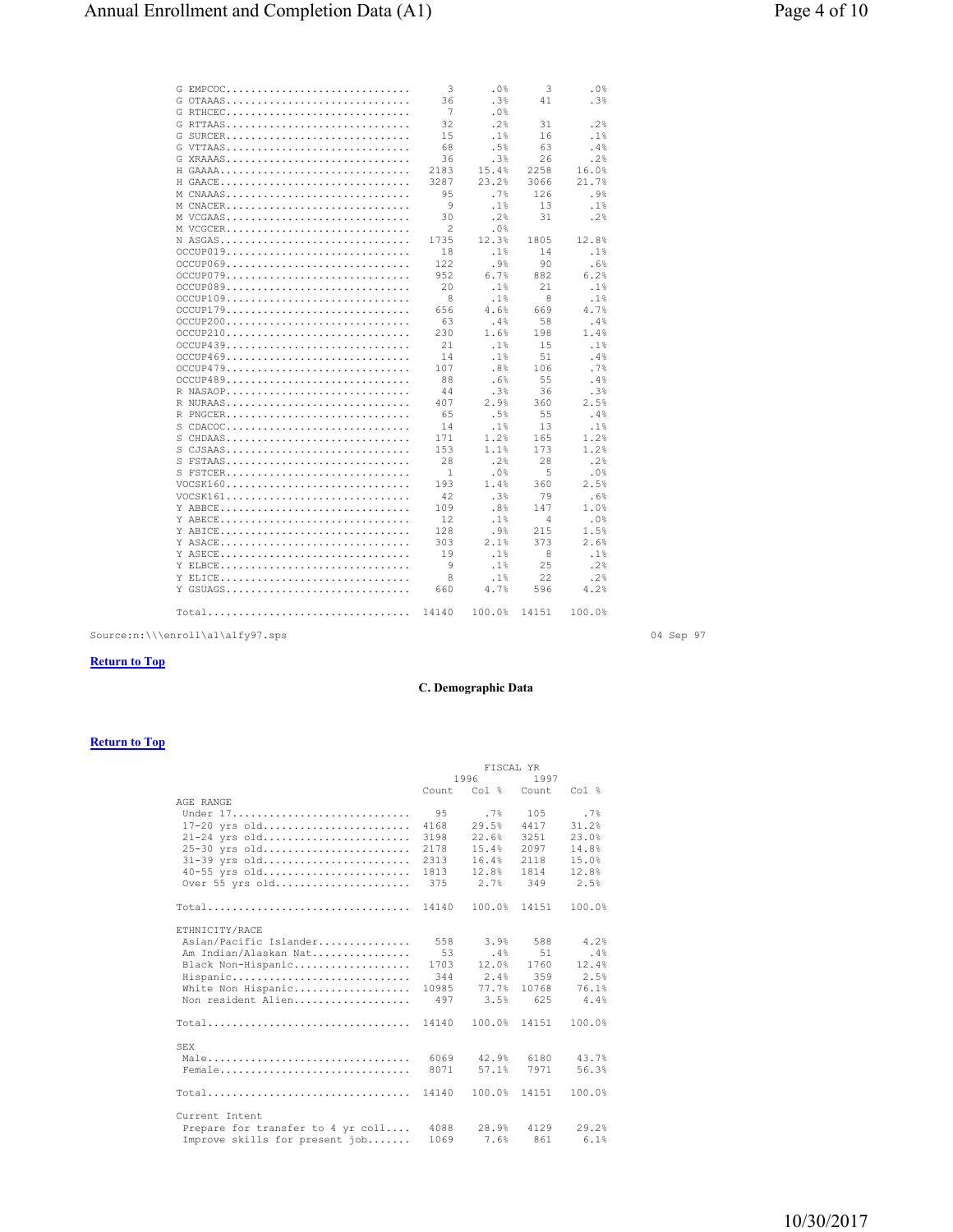| | Count | Col % | Count | Col % |
|---|---|---|---|---|
| G EMPCOC | 3 | .0% | 3 | .0% |
| G OTAAAS | 36 | .3% | 41 | .3% |
| G RTHCEC | 7 | .0% | | |
| G RTTAAS | 32 | .2% | 31 | .2% |
| G SURCER | 15 | .1% | 16 | .1% |
| G VTTAAS | 68 | .5% | 63 | .4% |
| G XRAAAS | 36 | .3% | 26 | .2% |
| H GAAAA | 2183 | 15.4% | 2258 | 16.0% |
| H GAACE | 3287 | 23.2% | 3066 | 21.7% |
| M CNAAAS | 95 | .7% | 126 | .9% |
| M CNACER | 9 | .1% | 13 | .1% |
| M VCGAAS | 30 | .2% | 31 | .2% |
| M VCGCER | 2 | .0% | | |
| N ASGAS | 1735 | 12.3% | 1805 | 12.8% |
| OCCUP019 | 18 | .1% | 14 | .1% |
| OCCUP069 | 122 | .9% | 90 | .6% |
| OCCUP079 | 952 | 6.7% | 882 | 6.2% |
| OCCUP089 | 20 | .1% | 21 | .1% |
| OCCUP109 | 8 | .1% | 8 | .1% |
| OCCUP179 | 656 | 4.6% | 669 | 4.7% |
| OCCUP200 | 63 | .4% | 58 | .4% |
| OCCUP210 | 230 | 1.6% | 198 | 1.4% |
| OCCUP439 | 21 | .1% | 15 | .1% |
| OCCUP469 | 14 | .1% | 51 | .4% |
| OCCUP479 | 107 | .8% | 106 | .7% |
| OCCUP489 | 88 | .6% | 55 | .4% |
| R NASAOP | 44 | .3% | 36 | .3% |
| R NURAAS | 407 | 2.9% | 360 | 2.5% |
| R PNGCER | 65 | .5% | 55 | .4% |
| S CDACOC | 14 | .1% | 13 | .1% |
| S CHDAAS | 171 | 1.2% | 165 | 1.2% |
| S CJSAAS | 153 | 1.1% | 173 | 1.2% |
| S FSTAAS | 28 | .2% | 28 | .2% |
| S FSTCER | 1 | .0% | 5 | .0% |
| VOCSK160 | 193 | 1.4% | 360 | 2.5% |
| VOCSK161 | 42 | .3% | 79 | .6% |
| Y ABBCE | 109 | .8% | 147 | 1.0% |
| Y ABECE | 12 | .1% | 4 | .0% |
| Y ABICE | 128 | .9% | 215 | 1.5% |
| Y ASACE | 303 | 2.1% | 373 | 2.6% |
| Y ASECE | 19 | .1% | 8 | .1% |
| Y ELBCE | 9 | .1% | 25 | .2% |
| Y ELICE | 8 | .1% | 22 | .2% |
| Y GSUAGS | 660 | 4.7% | 596 | 4.2% |
| Total | 14140 | 100.0% | 14151 | 100.0% |

Source:n:\\\enroll\a1\a1fy97.sps 04 Sep 97

**Return to Top**

### C. Demographic Data

**Return to Top**

| | FISCAL YR | | | |
|---|---|---|---|---|
| | 1996 | | 1997 | |
| | Count | Col % | Count | Col % |
| AGE RANGE | | | | |
| Under 17 | 95 | .7% | 105 | .7% |
| 17-20 yrs old | 4168 | 29.5% | 4417 | 31.2% |
| 21-24 yrs old | 3198 | 22.6% | 3251 | 23.0% |
| 25-30 yrs old | 2178 | 15.4% | 2097 | 14.8% |
| 31-39 yrs old | 2313 | 16.4% | 2118 | 15.0% |
| 40-55 yrs old | 1813 | 12.8% | 1814 | 12.8% |
| Over 55 yrs old | 375 | 2.7% | 349 | 2.5% |
| Total | 14140 | 100.0% | 14151 | 100.0% |
| ETHNICITY/RACE | | | | |
| Asian/Pacific Islander | 558 | 3.9% | 588 | 4.2% |
| Am Indian/Alaskan Nat | 53 | .4% | 51 | .4% |
| Black Non-Hispanic | 1703 | 12.0% | 1760 | 12.4% |
| Hispanic | 344 | 2.4% | 359 | 2.5% |
| White Non Hispanic | 10985 | 77.7% | 10768 | 76.1% |
| Non resident Alien | 497 | 3.5% | 625 | 4.4% |
| Total | 14140 | 100.0% | 14151 | 100.0% |
| SEX | | | | |
| Male | 6069 | 42.9% | 6180 | 43.7% |
| Female | 8071 | 57.1% | 7971 | 56.3% |
| Total | 14140 | 100.0% | 14151 | 100.0% |
| Current Intent | | | | |
| Prepare for transfer to 4 yr coll | 4088 | 28.9% | 4129 | 29.2% |
| Improve skills for present job | 1069 | 7.6% | 861 | 6.1% |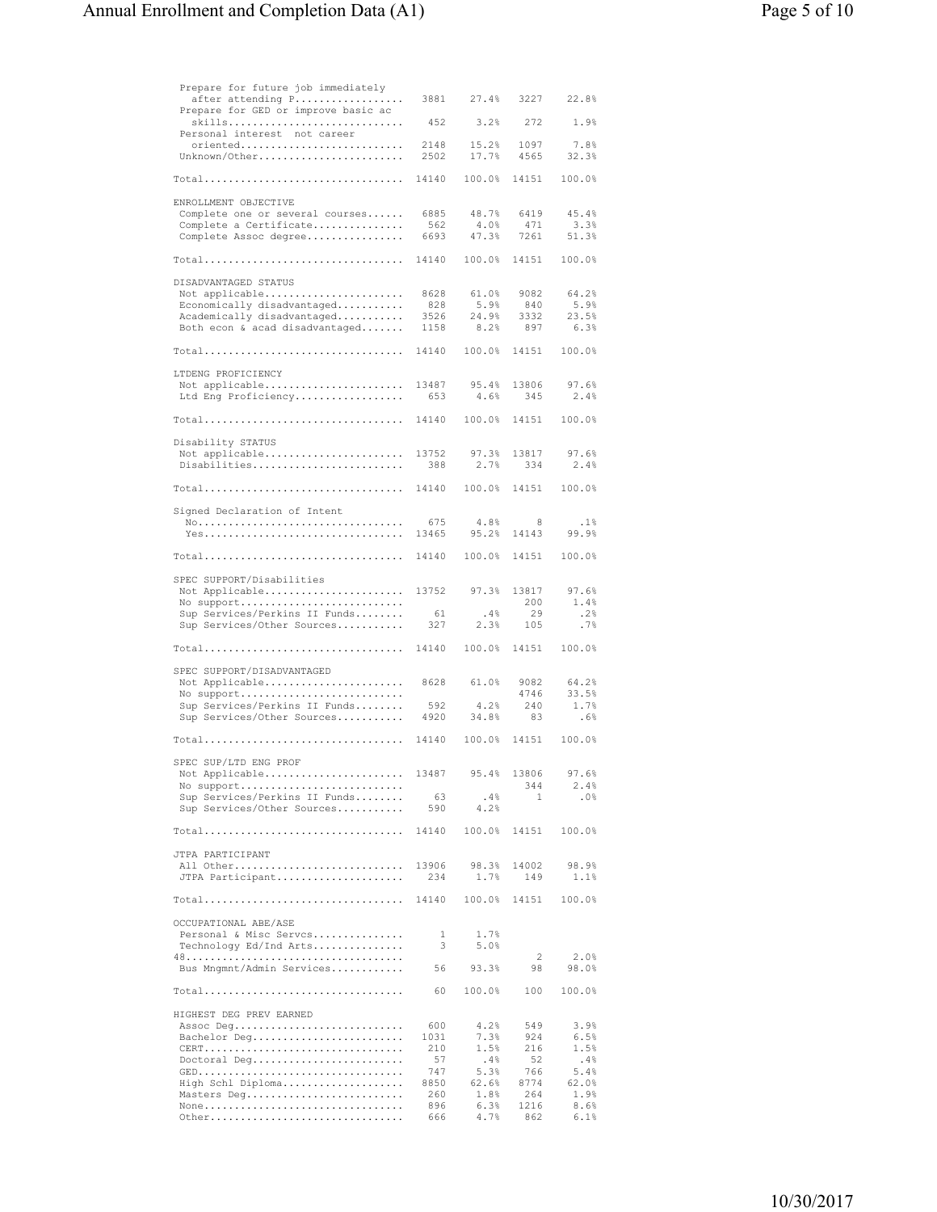| | | | | |
|---|---|---|---|---|
| Prepare for future job immediately after attending P.................. | 3881 | 27.4% | 3227 | 22.8% |
| Prepare for GED or improve basic ac skills.............................. | 452 | 3.2% | 272 | 1.9% |
| Personal interest not career oriented............................ | 2148 | 15.2% | 1097 | 7.8% |
| Unknown/Other......................... | 2502 | 17.7% | 4565 | 32.3% |
| Total................................. | 14140 | 100.0% | 14151 | 100.0% |

| ENROLLMENT OBJECTIVE | | | | |
|---|---|---|---|---|
| Complete one or several courses...... | 6885 | 48.7% | 6419 | 45.4% |
| Complete a Certificate.............. | 562 | 4.0% | 471 | 3.3% |
| Complete Assoc degree................ | 6693 | 47.3% | 7261 | 51.3% |
| Total................................. | 14140 | 100.0% | 14151 | 100.0% |

| DISADVANTAGED STATUS | | | | |
|---|---|---|---|---|
| Not applicable....................... | 8628 | 61.0% | 9082 | 64.2% |
| Economically disadvantaged........... | 828 | 5.9% | 840 | 5.9% |
| Academically disadvantaged........... | 3526 | 24.9% | 3332 | 23.5% |
| Both econ & acad disadvantaged....... | 1158 | 8.2% | 897 | 6.3% |
| Total................................. | 14140 | 100.0% | 14151 | 100.0% |

| LTDENG PROFICIENCY | | | | |
|---|---|---|---|---|
| Not applicable....................... | 13487 | 95.4% | 13806 | 97.6% |
| Ltd Eng Proficiency.................. | 653 | 4.6% | 345 | 2.4% |
| Total................................. | 14140 | 100.0% | 14151 | 100.0% |

| Disability STATUS | | | | |
|---|---|---|---|---|
| Not applicable....................... | 13752 | 97.3% | 13817 | 97.6% |
| Disabilities......................... | 388 | 2.7% | 334 | 2.4% |
| Total................................. | 14140 | 100.0% | 14151 | 100.0% |

| Signed Declaration of Intent | | | | |
|---|---|---|---|---|
| No.................................. | 675 | 4.8% | 8 | .1% |
| Yes................................. | 13465 | 95.2% | 14143 | 99.9% |
| Total................................. | 14140 | 100.0% | 14151 | 100.0% |

| SPEC SUPPORT/Disabilities | | | | |
|---|---|---|---|---|
| Not Applicable....................... | 13752 | 97.3% | 13817 | 97.6% |
| No support........................... | | | 200 | 1.4% |
| Sup Services/Perkins II Funds........ | 61 | .4% | 29 | .2% |
| Sup Services/Other Sources........... | 327 | 2.3% | 105 | .7% |
| Total................................. | 14140 | 100.0% | 14151 | 100.0% |

| SPEC SUPPORT/DISADVANTAGED | | | | |
|---|---|---|---|---|
| Not Applicable....................... | 8628 | 61.0% | 9082 | 64.2% |
| No support........................... | | | 4746 | 33.5% |
| Sup Services/Perkins II Funds........ | 592 | 4.2% | 240 | 1.7% |
| Sup Services/Other Sources........... | 4920 | 34.8% | 83 | .6% |
| Total................................. | 14140 | 100.0% | 14151 | 100.0% |

| SPEC SUP/LTD ENG PROF | | | | |
|---|---|---|---|---|
| Not Applicable....................... | 13487 | 95.4% | 13806 | 97.6% |
| No support........................... | | | 344 | 2.4% |
| Sup Services/Perkins II Funds........ | 63 | .4% | 1 | .0% |
| Sup Services/Other Sources........... | 590 | 4.2% | | |
| Total................................. | 14140 | 100.0% | 14151 | 100.0% |

| JTPA PARTICIPANT | | | | |
|---|---|---|---|---|
| All Other............................ | 13906 | 98.3% | 14002 | 98.9% |
| JTPA Participant..................... | 234 | 1.7% | 149 | 1.1% |
| Total................................. | 14140 | 100.0% | 14151 | 100.0% |

| OCCUPATIONAL ABE/ASE | | | | |
|---|---|---|---|---|
| Personal & Misc Servcs.............. | 1 | 1.7% | | |
| Technology Ed/Ind Arts.............. | 3 | 5.0% | | |
| 48.................................... | | | 2 | 2.0% |
| Bus Mngmnt/Admin Services............ | 56 | 93.3% | 98 | 98.0% |
| Total................................. | 60 | 100.0% | 100 | 100.0% |

| HIGHEST DEG PREV EARNED | | | | |
|---|---|---|---|---|
| Assoc Deg............................ | 600 | 4.2% | 549 | 3.9% |
| Bachelor Deg......................... | 1031 | 7.3% | 924 | 6.5% |
| CERT................................. | 210 | 1.5% | 216 | 1.5% |
| Doctoral Deg......................... | 57 | .4% | 52 | .4% |
| GED.................................. | 747 | 5.3% | 766 | 5.4% |
| High Schl Diploma.................... | 8850 | 62.6% | 8774 | 62.0% |
| Masters Deg.......................... | 260 | 1.8% | 264 | 1.9% |
| None................................. | 896 | 6.3% | 1216 | 8.6% |
| Other................................ | 666 | 4.7% | 862 | 6.1% |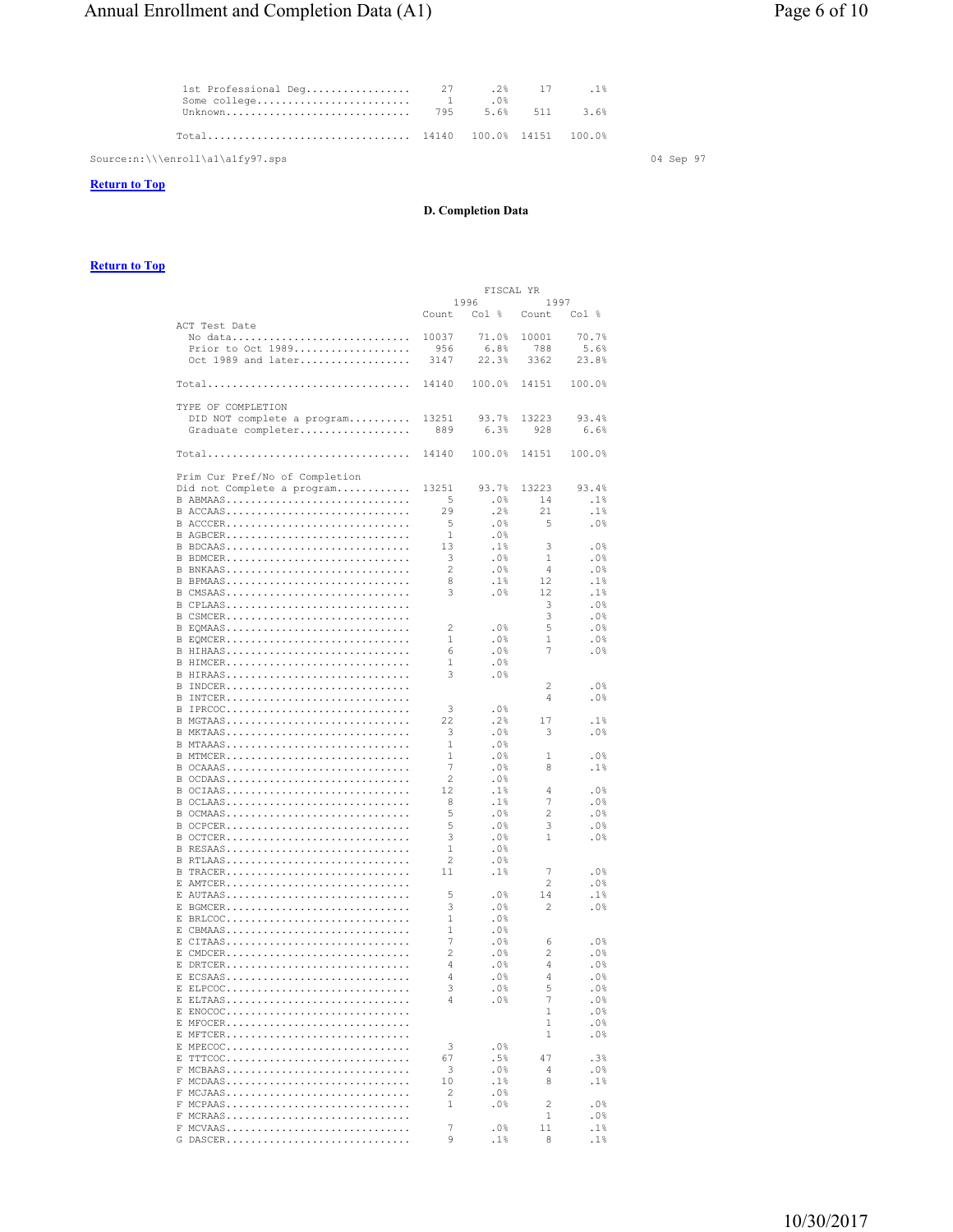| | 1996 Count | 1996 Col % | 1997 Count | 1997 Col % |
|---|---|---|---|---|
| 1st Professional Deg | 27 | .2% | 17 | .1% |
| Some college | 1 | .0% | | |
| Unknown | 795 | 5.6% | 511 | 3.6% |
| Total | 14140 | 100.0% | 14151 | 100.0% |

Source:n:\\\enroll\a1\a1fy97.sps

04 Sep 97

Return to Top

### D. Completion Data

Return to Top

| | FISCAL YR 1996 Count | 1996 Col % | 1997 Count | 1997 Col % |
|---|---|---|---|---|
| **ACT Test Date** | | | | |
| No data | 10037 | 71.0% | 10001 | 70.7% |
| Prior to Oct 1989 | 956 | 6.8% | 788 | 5.6% |
| Oct 1989 and later | 3147 | 22.3% | 3362 | 23.8% |
| Total | 14140 | 100.0% | 14151 | 100.0% |
| **TYPE OF COMPLETION** | | | | |
| DID NOT complete a program | 13251 | 93.7% | 13223 | 93.4% |
| Graduate completer | 889 | 6.3% | 928 | 6.6% |
| Total | 14140 | 100.0% | 14151 | 100.0% |
| **Prim Cur Pref/No of Completion** | | | | |
| Did not Complete a program | 13251 | 93.7% | 13223 | 93.4% |
| B ABMAAS | 5 | .0% | 14 | .1% |
| B ACCAAS | 29 | .2% | 21 | .1% |
| B ACCCER | 5 | .0% | 5 | .0% |
| B AGBCER | 1 | .0% | | |
| B BDCAAS | 13 | .1% | 3 | .0% |
| B BDMCER | 3 | .0% | 1 | .0% |
| B BNKAAS | 2 | .0% | 4 | .0% |
| B BPMAAS | 8 | .1% | 12 | .1% |
| B CMSAAS | 3 | .0% | 12 | .1% |
| B CPLAAS | | | 3 | .0% |
| B CSMCER | | | 3 | .0% |
| B EQMAAS | 2 | .0% | 5 | .0% |
| B EQMCER | 1 | .0% | 1 | .0% |
| B HIHAAS | 6 | .0% | 7 | .0% |
| B HIMCER | 1 | .0% | | |
| B HIRAAS | 3 | .0% | | |
| B INDCER | | | 2 | .0% |
| B INTCER | | | 4 | .0% |
| B IPRCOC | 3 | .0% | | |
| B MGTAAS | 22 | .2% | 17 | .1% |
| B MKTAAS | 3 | .0% | 3 | .0% |
| B MTAAAS | 1 | .0% | | |
| B MTMCER | 1 | .0% | 1 | .0% |
| B OCAAAS | 7 | .0% | 8 | .1% |
| B OCDAAS | 2 | .0% | | |
| B OCIAAS | 12 | .1% | 4 | .0% |
| B OCLAAS | 8 | .1% | 7 | .0% |
| B OCMAAS | 5 | .0% | 2 | .0% |
| B OCPCER | 5 | .0% | 3 | .0% |
| B OCTCER | 3 | .0% | 1 | .0% |
| B RESAAS | 1 | .0% | | |
| B RTLAAS | 2 | .0% | | |
| B TRACER | 11 | .1% | 7 | .0% |
| E AMTCER | | | 2 | .0% |
| E AUTAAS | 5 | .0% | 14 | .1% |
| E BGMCER | 3 | .0% | 2 | .0% |
| E BRLCOC | 1 | .0% | | |
| E CBMAAS | 1 | .0% | | |
| E CITAAS | 7 | .0% | 6 | .0% |
| E CMDCER | 2 | .0% | 2 | .0% |
| E DRTCER | 4 | .0% | 4 | .0% |
| E ECSAAS | 4 | .0% | 4 | .0% |
| E ELPCOC | 3 | .0% | 5 | .0% |
| E ELTAAS | 4 | .0% | 7 | .0% |
| E ENOCOC | | | 1 | .0% |
| E MFOCER | | | 1 | .0% |
| E MFTCER | | | 1 | .0% |
| E MPECOC | 3 | .0% | | |
| E TTTCOC | 67 | .5% | 47 | .3% |
| F MCBAAS | 3 | .0% | 4 | .0% |
| F MCDAAS | 10 | .1% | 8 | .1% |
| F MCJAAS | 2 | .0% | | |
| F MCPAAS | 1 | .0% | 2 | .0% |
| F MCRAAS | | | 1 | .0% |
| F MCVAAS | 7 | .0% | 11 | .1% |
| G DASCER | 9 | .1% | 8 | .1% |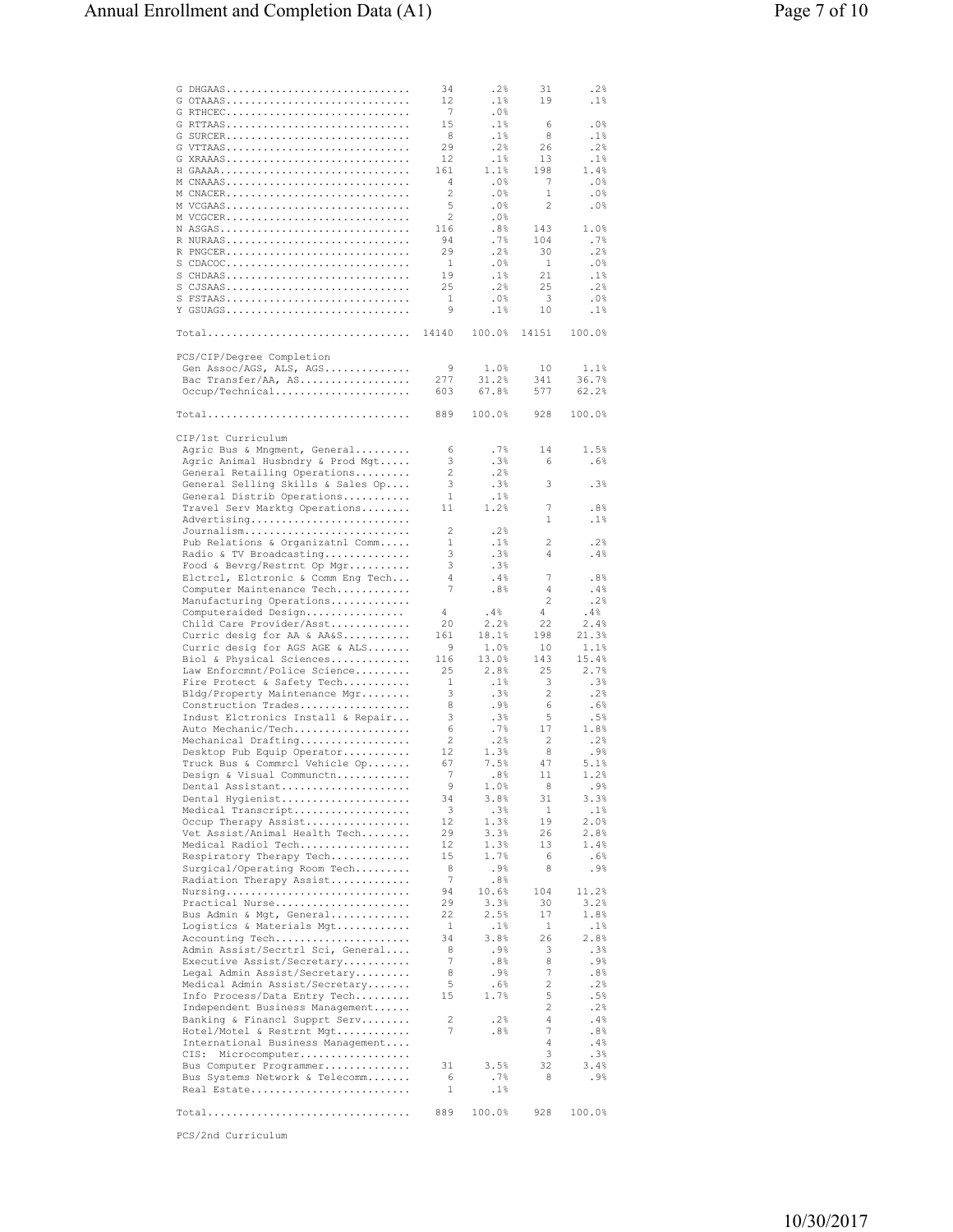| | | | | |
|---|---|---|---|---|
| G DHGAAS | 34 | .2% | 31 | .2% |
| G OTAAAS | 12 | .1% | 19 | .1% |
| G RTHCEC | 7 | .0% | | |
| G RTTAAS | 15 | .1% | 6 | .0% |
| G SURCER | 8 | .1% | 8 | .1% |
| G VTTAAS | 29 | .2% | 26 | .2% |
| G XRAAAS | 12 | .1% | 13 | .1% |
| H GAAAA | 161 | 1.1% | 198 | 1.4% |
| M CNAAAS | 4 | .0% | 7 | .0% |
| M CNACER | 2 | .0% | 1 | .0% |
| M VCGAAS | 5 | .0% | 2 | .0% |
| M VCGCER | 2 | .0% | | |
| N ASGAS | 116 | .8% | 143 | 1.0% |
| R NURAAS | 94 | .7% | 104 | .7% |
| R PNGCER | 29 | .2% | 30 | .2% |
| S CDACOC | 1 | .0% | 1 | .0% |
| S CHDAAS | 19 | .1% | 21 | .1% |
| S CJSAAS | 25 | .2% | 25 | .2% |
| S FSTAAS | 1 | .0% | 3 | .0% |
| Y GSUAGS | 9 | .1% | 10 | .1% |
| Total | 14140 | 100.0% | 14151 | 100.0% |

PCS/CIP/Degree Completion

| | | | | |
|---|---|---|---|---|
| Gen Assoc/AGS, ALS, AGS | 9 | 1.0% | 10 | 1.1% |
| Bac Transfer/AA, AS | 277 | 31.2% | 341 | 36.7% |
| Occup/Technical | 603 | 67.8% | 577 | 62.2% |
| Total | 889 | 100.0% | 928 | 100.0% |

CIP/1st Curriculum

| | | | | |
|---|---|---|---|---|
| Agric Bus & Mngment, General | 6 | .7% | 14 | 1.5% |
| Agric Animal Husbndry & Prod Mgt | 3 | .3% | 6 | .6% |
| General Retailing Operations | 2 | .2% | | |
| General Selling Skills & Sales Op | 3 | .3% | 3 | .3% |
| General Distrib Operations | 1 | .1% | | |
| Travel Serv Marktg Operations | 11 | 1.2% | 7 | .8% |
| Advertising | | | 1 | .1% |
| Journalism | 2 | .2% | | |
| Pub Relations & Organizatnl Comm | 1 | .1% | 2 | .2% |
| Radio & TV Broadcasting | 3 | .3% | 4 | .4% |
| Food & Bevrg/Restrnt Op Mgr | 3 | .3% | | |
| Elctrcl, Elctronic & Comm Eng Tech | 4 | .4% | 7 | .8% |
| Computer Maintenance Tech | 7 | .8% | 4 | .4% |
| Manufacturing Operations | | | 2 | .2% |
| Computeraided Design | 4 | .4% | 4 | .4% |
| Child Care Provider/Asst | 20 | 2.2% | 22 | 2.4% |
| Curric desig for AA & AA&S | 161 | 18.1% | 198 | 21.3% |
| Curric desig for AGS AGE & ALS | 9 | 1.0% | 10 | 1.1% |
| Biol & Physical Sciences | 116 | 13.0% | 143 | 15.4% |
| Law Enforcmnt/Police Science | 25 | 2.8% | 25 | 2.7% |
| Fire Protect & Safety Tech | 1 | .1% | 3 | .3% |
| Bldg/Property Maintenance Mgr | 3 | .3% | 2 | .2% |
| Construction Trades | 8 | .9% | 6 | .6% |
| Indust Elctronics Install & Repair | 3 | .3% | 5 | .5% |
| Auto Mechanic/Tech | 6 | .7% | 17 | 1.8% |
| Mechanical Drafting | 2 | .2% | 2 | .2% |
| Desktop Pub Equip Operator | 12 | 1.3% | 8 | .9% |
| Truck Bus & Commrcl Vehicle Op | 67 | 7.5% | 47 | 5.1% |
| Design & Visual Communctn | 7 | .8% | 11 | 1.2% |
| Dental Assistant | 9 | 1.0% | 8 | .9% |
| Dental Hygienist | 34 | 3.8% | 31 | 3.3% |
| Medical Transcript | 3 | .3% | 1 | .1% |
| Occup Therapy Assist | 12 | 1.3% | 19 | 2.0% |
| Vet Assist/Animal Health Tech | 29 | 3.3% | 26 | 2.8% |
| Medical Radiol Tech | 12 | 1.3% | 13 | 1.4% |
| Respiratory Therapy Tech | 15 | 1.7% | 6 | .6% |
| Surgical/Operating Room Tech | 8 | .9% | 8 | .9% |
| Radiation Therapy Assist | 7 | .8% | | |
| Nursing | 94 | 10.6% | 104 | 11.2% |
| Practical Nurse | 29 | 3.3% | 30 | 3.2% |
| Bus Admin & Mgt, General | 22 | 2.5% | 17 | 1.8% |
| Logistics & Materials Mgt | 1 | .1% | 1 | .1% |
| Accounting Tech | 34 | 3.8% | 26 | 2.8% |
| Admin Assist/Secrtrl Sci, General | 8 | .9% | 3 | .3% |
| Executive Assist/Secretary | 7 | .8% | 8 | .9% |
| Legal Admin Assist/Secretary | 8 | .9% | 7 | .8% |
| Medical Admin Assist/Secretary | 5 | .6% | 2 | .2% |
| Info Process/Data Entry Tech | 15 | 1.7% | 5 | .5% |
| Independent Business Management | | | 2 | .2% |
| Banking & Financl Supprt Serv | 2 | .2% | 4 | .4% |
| Hotel/Motel & Restrnt Mgt | 7 | .8% | 7 | .8% |
| International Business Management | | | 4 | .4% |
| CIS: Microcomputer | | | 3 | .3% |
| Bus Computer Programmer | 31 | 3.5% | 32 | 3.4% |
| Bus Systems Network & Telecomm | 6 | .7% | 8 | .9% |
| Real Estate | 1 | .1% | | |
| Total | 889 | 100.0% | 928 | 100.0% |

PCS/2nd Curriculum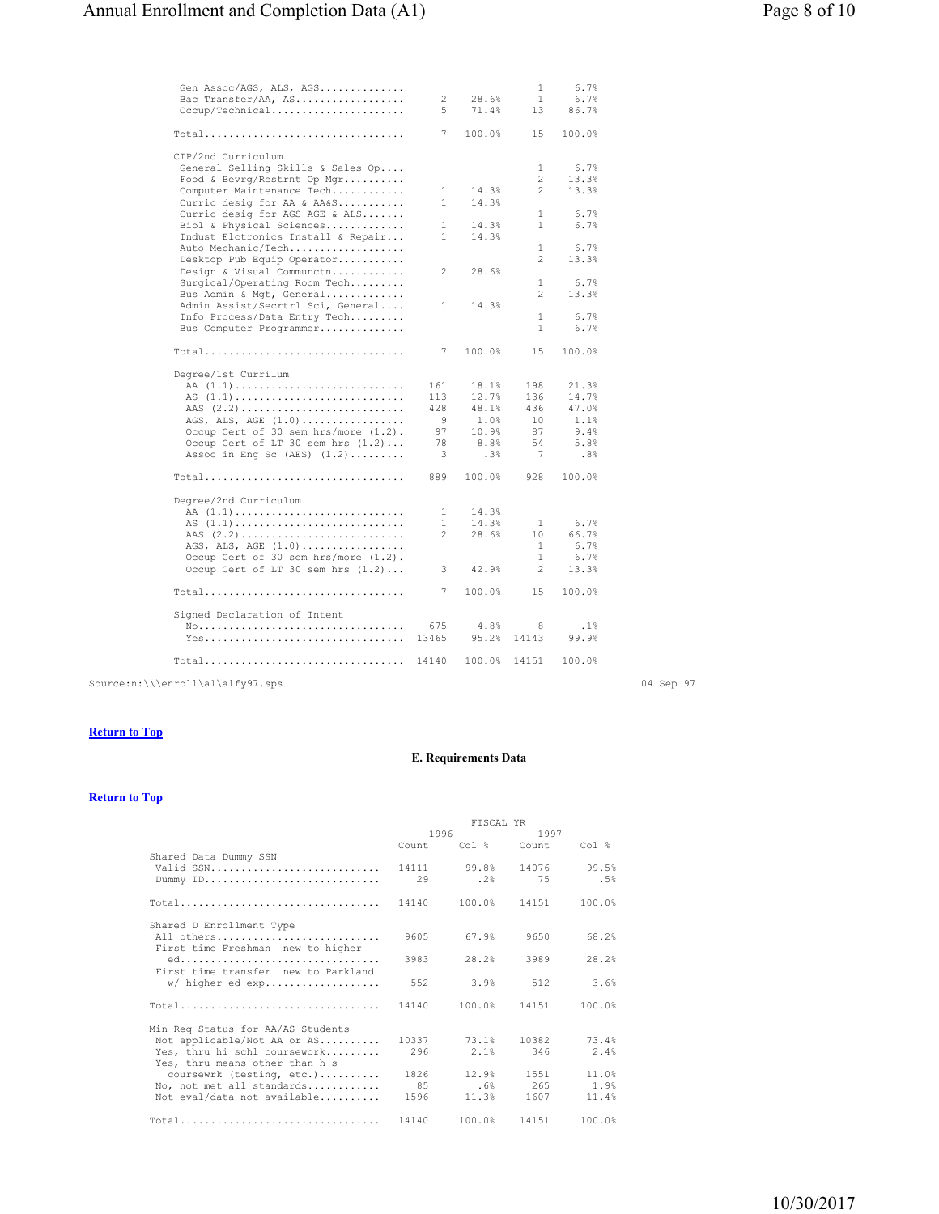| | Count | Col % | Count | Col % |
|---|---|---|---|---|
| Gen Assoc/AGS, ALS, AGS............. | | | 1 | 6.7% |
| Bac Transfer/AA, AS.................. | 2 | 28.6% | 1 | 6.7% |
| Occup/Technical...................... | 5 | 71.4% | 13 | 86.7% |
| Total................................ | 7 | 100.0% | 15 | 100.0% |
| **CIP/2nd Curriculum** | | | | |
| General Selling Skills & Sales Op.... | | | 1 | 6.7% |
| Food & Bevrg/Restrnt Op Mgr.......... | | | 2 | 13.3% |
| Computer Maintenance Tech............ | 1 | 14.3% | 2 | 13.3% |
| Curric desig for AA & AA&S........... | 1 | 14.3% | | |
| Curric desig for AGS AGE & ALS....... | | | 1 | 6.7% |
| Biol & Physical Sciences............. | 1 | 14.3% | 1 | 6.7% |
| Indust Elctronics Install & Repair... | 1 | 14.3% | | |
| Auto Mechanic/Tech................... | | | 1 | 6.7% |
| Desktop Pub Equip Operator........... | | | 2 | 13.3% |
| Design & Visual Communctn............ | 2 | 28.6% | | |
| Surgical/Operating Room Tech......... | | | 1 | 6.7% |
| Bus Admin & Mgt, General............. | | | 2 | 13.3% |
| Admin Assist/Secrtrl Sci, General.... | 1 | 14.3% | | |
| Info Process/Data Entry Tech......... | | | 1 | 6.7% |
| Bus Computer Programmer.............. | | | 1 | 6.7% |
| Total................................ | 7 | 100.0% | 15 | 100.0% |
| **Degree/1st Currilum** | | | | |
| AA (1.1)............................ | 161 | 18.1% | 198 | 21.3% |
| AS (1.1)............................ | 113 | 12.7% | 136 | 14.7% |
| AAS (2.2)........................... | 428 | 48.1% | 436 | 47.0% |
| AGS, ALS, AGE (1.0)................. | 9 | 1.0% | 10 | 1.1% |
| Occup Cert of 30 sem hrs/more (1.2). | 97 | 10.9% | 87 | 9.4% |
| Occup Cert of LT 30 sem hrs (1.2)... | 78 | 8.8% | 54 | 5.8% |
| Assoc in Eng Sc (AES) (1.2)......... | 3 | .3% | 7 | .8% |
| Total................................ | 889 | 100.0% | 928 | 100.0% |
| **Degree/2nd Curriculum** | | | | |
| AA (1.1)............................ | 1 | 14.3% | | |
| AS (1.1)............................ | 1 | 14.3% | 1 | 6.7% |
| AAS (2.2)........................... | 2 | 28.6% | 10 | 66.7% |
| AGS, ALS, AGE (1.0)................. | | | 1 | 6.7% |
| Occup Cert of 30 sem hrs/more (1.2). | | | 1 | 6.7% |
| Occup Cert of LT 30 sem hrs (1.2)... | 3 | 42.9% | 2 | 13.3% |
| Total................................ | 7 | 100.0% | 15 | 100.0% |
| **Signed Declaration of Intent** | | | | |
| No.................................. | 675 | 4.8% | 8 | .1% |
| Yes................................. | 13465 | 95.2% | 14143 | 99.9% |
| Total................................ | 14140 | 100.0% | 14151 | 100.0% |

Source:n:\\\enroll\a1\a1fy97.sps 04 Sep 97

**Return to Top**

### E. Requirements Data

**Return to Top**

| | FISCAL YR 1996 | | FISCAL YR 1997 | |
|---|---|---|---|---|
| | Count | Col % | Count | Col % |
| **Shared Data Dummy SSN** | | | | |
| Valid SSN............................ | 14111 | 99.8% | 14076 | 99.5% |
| Dummy ID............................. | 29 | .2% | 75 | .5% |
| Total................................ | 14140 | 100.0% | 14151 | 100.0% |
| **Shared D Enrollment Type** | | | | |
| All others........................... | 9605 | 67.9% | 9650 | 68.2% |
| First time Freshman new to higher ed................................ | 3983 | 28.2% | 3989 | 28.2% |
| First time transfer new to Parkland w/ higher ed exp.................. | 552 | 3.9% | 512 | 3.6% |
| Total................................ | 14140 | 100.0% | 14151 | 100.0% |
| **Min Req Status for AA/AS Students** | | | | |
| Not applicable/Not AA or AS.......... | 10337 | 73.1% | 10382 | 73.4% |
| Yes, thru hi schl coursework......... | 296 | 2.1% | 346 | 2.4% |
| Yes, thru means other than h s coursewrk (testing, etc.).......... | 1826 | 12.9% | 1551 | 11.0% |
| No, not met all standards............ | 85 | .6% | 265 | 1.9% |
| Not eval/data not available.......... | 1596 | 11.3% | 1607 | 11.4% |
| Total................................ | 14140 | 100.0% | 14151 | 100.0% |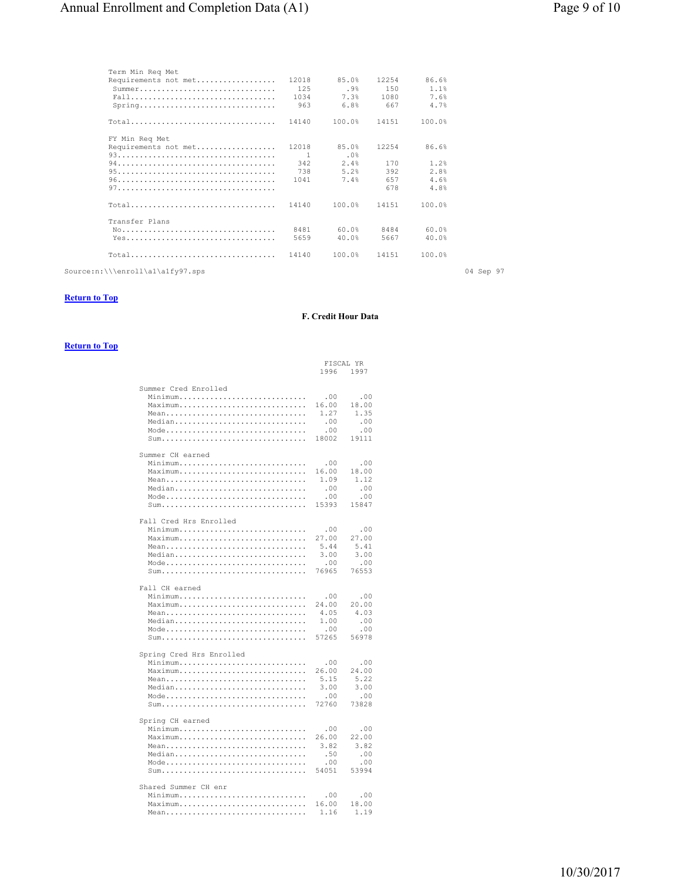| | | | | |
|---|---|---|---|---|
| **Term Min Req Met** | | | | |
| Requirements not met | 12018 | 85.0% | 12254 | 86.6% |
| Summer | 125 | .9% | 150 | 1.1% |
| Fall | 1034 | 7.3% | 1080 | 7.6% |
| Spring | 963 | 6.8% | 667 | 4.7% |
| Total | 14140 | 100.0% | 14151 | 100.0% |
| **FY Min Req Met** | | | | |
| Requirements not met | 12018 | 85.0% | 12254 | 86.6% |
| 93 | 1 | .0% | | |
| 94 | 342 | 2.4% | 170 | 1.2% |
| 95 | 738 | 5.2% | 392 | 2.8% |
| 96 | 1041 | 7.4% | 657 | 4.6% |
| 97 | | | 678 | 4.8% |
| Total | 14140 | 100.0% | 14151 | 100.0% |
| **Transfer Plans** | | | | |
| No | 8481 | 60.0% | 8484 | 60.0% |
| Yes | 5659 | 40.0% | 5667 | 40.0% |
| Total | 14140 | 100.0% | 14151 | 100.0% |

Source:n:\\\enroll\a1\a1fy97.sps 04 Sep 97

Return to Top

## F. Credit Hour Data

Return to Top

| | FISCAL YR 1996 | FISCAL YR 1997 |
|---|---|---|
| **Summer Cred Enrolled** | | |
| Minimum | .00 | .00 |
| Maximum | 16.00 | 18.00 |
| Mean | 1.27 | 1.35 |
| Median | .00 | .00 |
| Mode | .00 | .00 |
| Sum | 18002 | 19111 |
| **Summer CH earned** | | |
| Minimum | .00 | .00 |
| Maximum | 16.00 | 18.00 |
| Mean | 1.09 | 1.12 |
| Median | .00 | .00 |
| Mode | .00 | .00 |
| Sum | 15393 | 15847 |
| **Fall Cred Hrs Enrolled** | | |
| Minimum | .00 | .00 |
| Maximum | 27.00 | 27.00 |
| Mean | 5.44 | 5.41 |
| Median | 3.00 | 3.00 |
| Mode | .00 | .00 |
| Sum | 76965 | 76553 |
| **Fall CH earned** | | |
| Minimum | .00 | .00 |
| Maximum | 24.00 | 20.00 |
| Mean | 4.05 | 4.03 |
| Median | 1.00 | .00 |
| Mode | .00 | .00 |
| Sum | 57265 | 56978 |
| **Spring Cred Hrs Enrolled** | | |
| Minimum | .00 | .00 |
| Maximum | 26.00 | 24.00 |
| Mean | 5.15 | 5.22 |
| Median | 3.00 | 3.00 |
| Mode | .00 | .00 |
| Sum | 72760 | 73828 |
| **Spring CH earned** | | |
| Minimum | .00 | .00 |
| Maximum | 26.00 | 22.00 |
| Mean | 3.82 | 3.82 |
| Median | .50 | .00 |
| Mode | .00 | .00 |
| Sum | 54051 | 53994 |
| **Shared Summer CH enr** | | |
| Minimum | .00 | .00 |
| Maximum | 16.00 | 18.00 |
| Mean | 1.16 | 1.19 |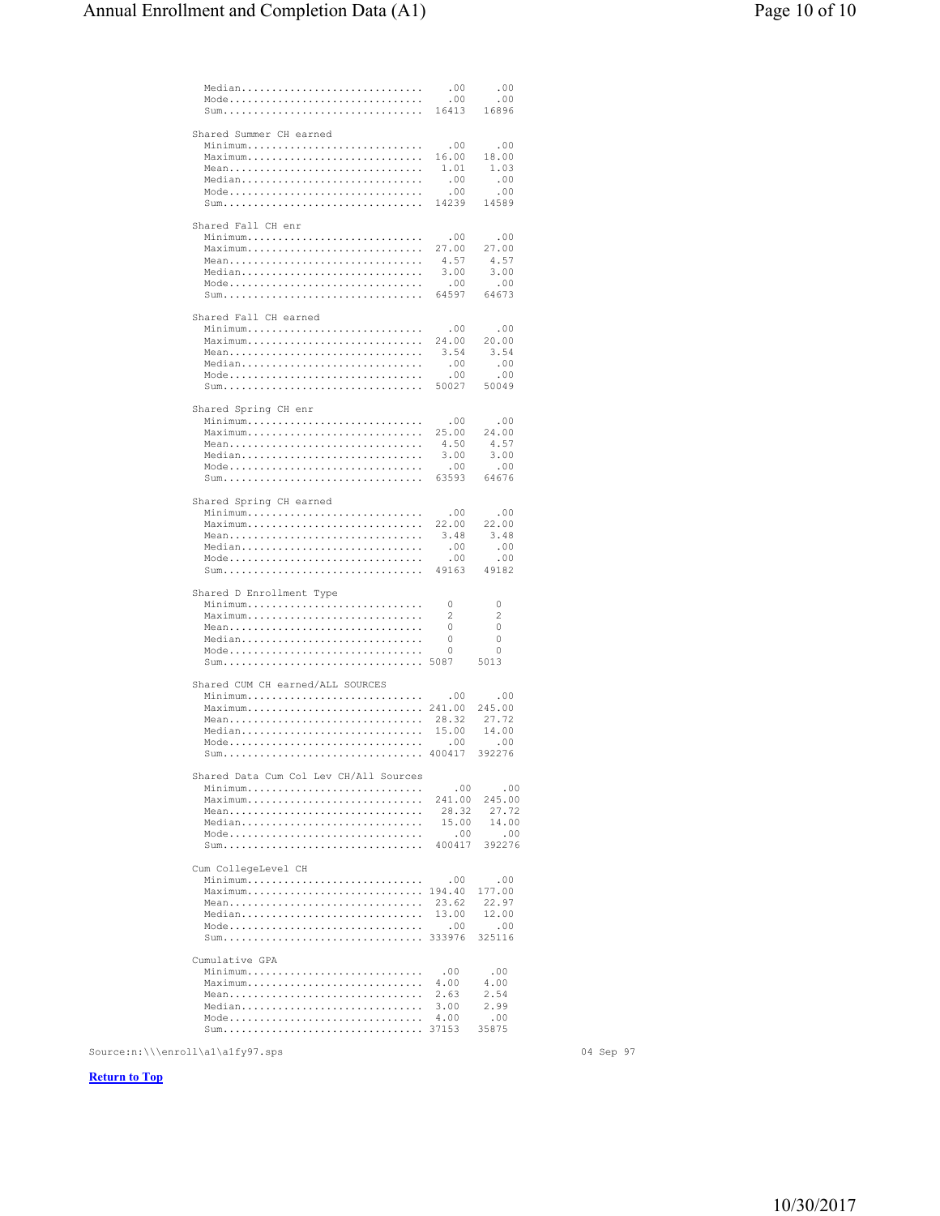```
    Median..............................  .00     .00
    Mode................................  .00     .00
    Sum................................ 16413   16896

 Shared Summer CH earned
    Minimum.............................  .00     .00
    Maximum............................. 16.00   18.00
    Mean................................  1.01    1.03
    Median..............................  .00     .00
    Mode................................  .00     .00
    Sum................................ 14239   14589

 Shared Fall CH enr
    Minimum.............................  .00     .00
    Maximum............................. 27.00   27.00
    Mean................................  4.57    4.57
    Median..............................  3.00    3.00
    Mode................................  .00     .00
    Sum................................ 64597   64673

 Shared Fall CH earned
    Minimum.............................  .00     .00
    Maximum............................. 24.00   20.00
    Mean................................  3.54    3.54
    Median..............................  .00     .00
    Mode................................  .00     .00
    Sum................................ 50027   50049

 Shared Spring CH enr
    Minimum.............................  .00     .00
    Maximum............................. 25.00   24.00
    Mean................................  4.50    4.57
    Median..............................  3.00    3.00
    Mode................................  .00     .00
    Sum................................ 63593   64676

 Shared Spring CH earned
    Minimum.............................  .00     .00
    Maximum............................. 22.00   22.00
    Mean................................  3.48    3.48
    Median..............................  .00     .00
    Mode................................  .00     .00
    Sum................................ 49163   49182

 Shared D Enrollment Type
    Minimum.............................  0       0
    Maximum.............................  2       2
    Mean................................  0       0
    Median..............................  0       0
    Mode................................  0       0
    Sum................................ 5087    5013

 Shared CUM CH earned/ALL SOURCES
    Minimum.............................  .00     .00
    Maximum............................. 241.00  245.00
    Mean................................  28.32   27.72
    Median..............................  15.00   14.00
    Mode................................  .00     .00
    Sum................................ 400417  392276

 Shared Data Cum Col Lev CH/All Sources
    Minimum.............................  .00     .00
    Maximum............................. 241.00  245.00
    Mean................................  28.32   27.72
    Median..............................  15.00   14.00
    Mode................................  .00     .00
    Sum................................ 400417  392276

 Cum CollegeLevel CH
    Minimum.............................  .00     .00
    Maximum............................. 194.40  177.00
    Mean................................  23.62   22.97
    Median..............................  13.00   12.00
    Mode................................  .00     .00
    Sum................................ 333976  325116

 Cumulative GPA
    Minimum.............................  .00     .00
    Maximum.............................  4.00    4.00
    Mean................................  2.63    2.54
    Median..............................  3.00    2.99
    Mode................................  4.00    .00
    Sum................................ 37153   35875

Source:n:\\\enroll\a1\a1fy97.sps                                    04 Sep 97
```

**Return to Top**